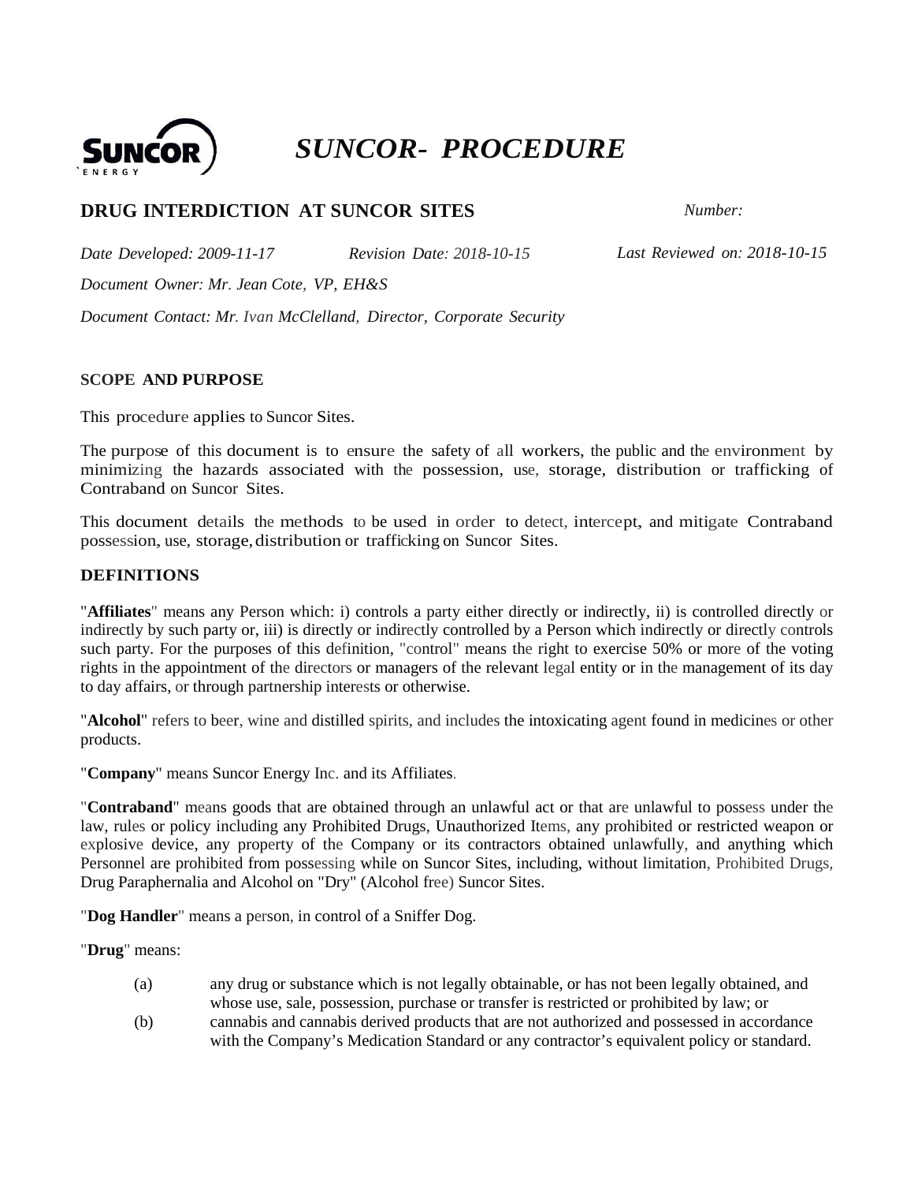# SUNCOR- PROCEDURE

## DRUG INTERDICTION AT SUNCOR SITES

*Number:*

*Date Developed: 2009-11-17* *Revision Date: 2018-10-15* *Last Reviewed on: 2018-10-15*

*Document Owner: Mr. Jean Cote, VP, EH&S*

*Document Contact: Mr. Ivan McClelland, Director, Corporate Security*

### SCOPE AND PURPOSE

This procedure applies to Suncor Sites.

The purpose of this document is to ensure the safety of all workers, the public and the environment by minimizing the hazards associated with the possession, use, storage, distribution or trafficking of Contraband on Suncor Sites.

This document details the methods to be used in order to detect, intercept, and mitigate Contraband possession, use, storage, distribution or trafficking on Suncor Sites.

### DEFINITIONS

"**Affiliates**" means any Person which: i) controls a party either directly or indirectly, ii) is controlled directly or indirectly by such party or, iii) is directly or indirectly controlled by a Person which indirectly or directly controls such party. For the purposes of this definition, "control" means the right to exercise 50% or more of the voting rights in the appointment of the directors or managers of the relevant legal entity or in the management of its day to day affairs, or through partnership interests or otherwise.

"**Alcohol**" refers to beer, wine and distilled spirits, and includes the intoxicating agent found in medicines or other products.

"**Company**" means Suncor Energy Inc. and its Affiliates.

"**Contraband**" means goods that are obtained through an unlawful act or that are unlawful to possess under the law, rules or policy including any Prohibited Drugs, Unauthorized Items, any prohibited or restricted weapon or explosive device, any property of the Company or its contractors obtained unlawfully, and anything which Personnel are prohibited from possessing while on Suncor Sites, including, without limitation, Prohibited Drugs, Drug Paraphernalia and Alcohol on "Dry" (Alcohol free) Suncor Sites.

"**Dog Handler**" means a person, in control of a Sniffer Dog.

"**Drug**" means:

(a) any drug or substance which is not legally obtainable, or has not been legally obtained, and whose use, sale, possession, purchase or transfer is restricted or prohibited by law; or

(b) cannabis and cannabis derived products that are not authorized and possessed in accordance with the Company's Medication Standard or any contractor's equivalent policy or standard.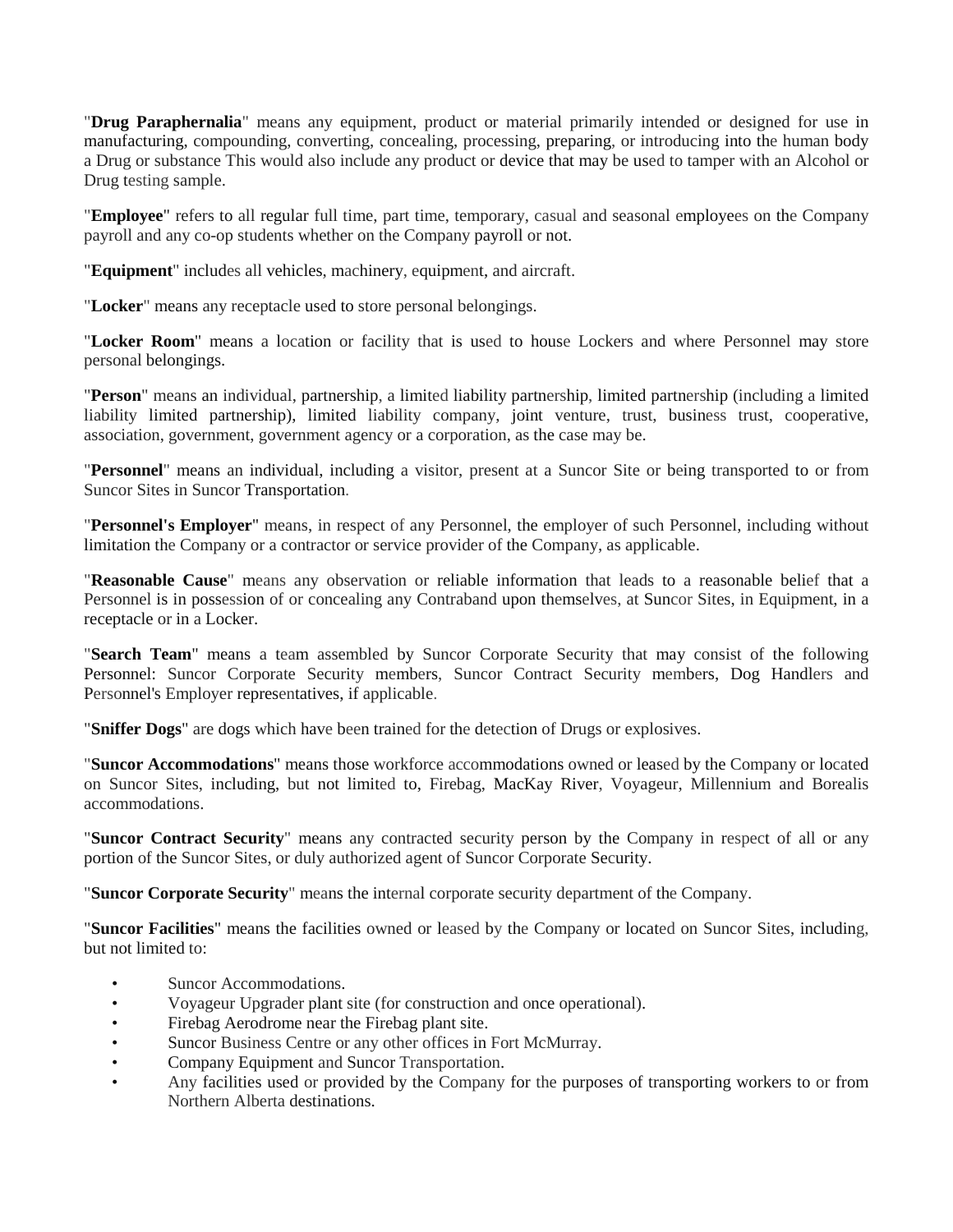"**Drug Paraphernalia**" means any equipment, product or material primarily intended or designed for use in manufacturing, compounding, converting, concealing, processing, preparing, or introducing into the human body a Drug or substance This would also include any product or device that may be used to tamper with an Alcohol or Drug testing sample.

"**Employee**" refers to all regular full time, part time, temporary, casual and seasonal employees on the Company payroll and any co-op students whether on the Company payroll or not.

"**Equipment**" includes all vehicles, machinery, equipment, and aircraft.

"**Locker**" means any receptacle used to store personal belongings.

"**Locker Room**" means a location or facility that is used to house Lockers and where Personnel may store personal belongings.

"**Person**" means an individual, partnership, a limited liability partnership, limited partnership (including a limited liability limited partnership), limited liability company, joint venture, trust, business trust, cooperative, association, government, government agency or a corporation, as the case may be.

"**Personnel**" means an individual, including a visitor, present at a Suncor Site or being transported to or from Suncor Sites in Suncor Transportation.

"**Personnel's Employer**" means, in respect of any Personnel, the employer of such Personnel, including without limitation the Company or a contractor or service provider of the Company, as applicable.

"**Reasonable Cause**" means any observation or reliable information that leads to a reasonable belief that a Personnel is in possession of or concealing any Contraband upon themselves, at Suncor Sites, in Equipment, in a receptacle or in a Locker.

"**Search Team**" means a team assembled by Suncor Corporate Security that may consist of the following Personnel: Suncor Corporate Security members, Suncor Contract Security members, Dog Handlers and Personnel's Employer representatives, if applicable.

"**Sniffer Dogs**" are dogs which have been trained for the detection of Drugs or explosives.

"**Suncor Accommodations**" means those workforce accommodations owned or leased by the Company or located on Suncor Sites, including, but not limited to, Firebag, MacKay River, Voyageur, Millennium and Borealis accommodations.

"**Suncor Contract Security**" means any contracted security person by the Company in respect of all or any portion of the Suncor Sites, or duly authorized agent of Suncor Corporate Security.

"**Suncor Corporate Security**" means the internal corporate security department of the Company.

"**Suncor Facilities**" means the facilities owned or leased by the Company or located on Suncor Sites, including, but not limited to:

- Suncor Accommodations.
- Voyageur Upgrader plant site (for construction and once operational).
- Firebag Aerodrome near the Firebag plant site.
- Suncor Business Centre or any other offices in Fort McMurray.
- Company Equipment and Suncor Transportation.
- Any facilities used or provided by the Company for the purposes of transporting workers to or from Northern Alberta destinations.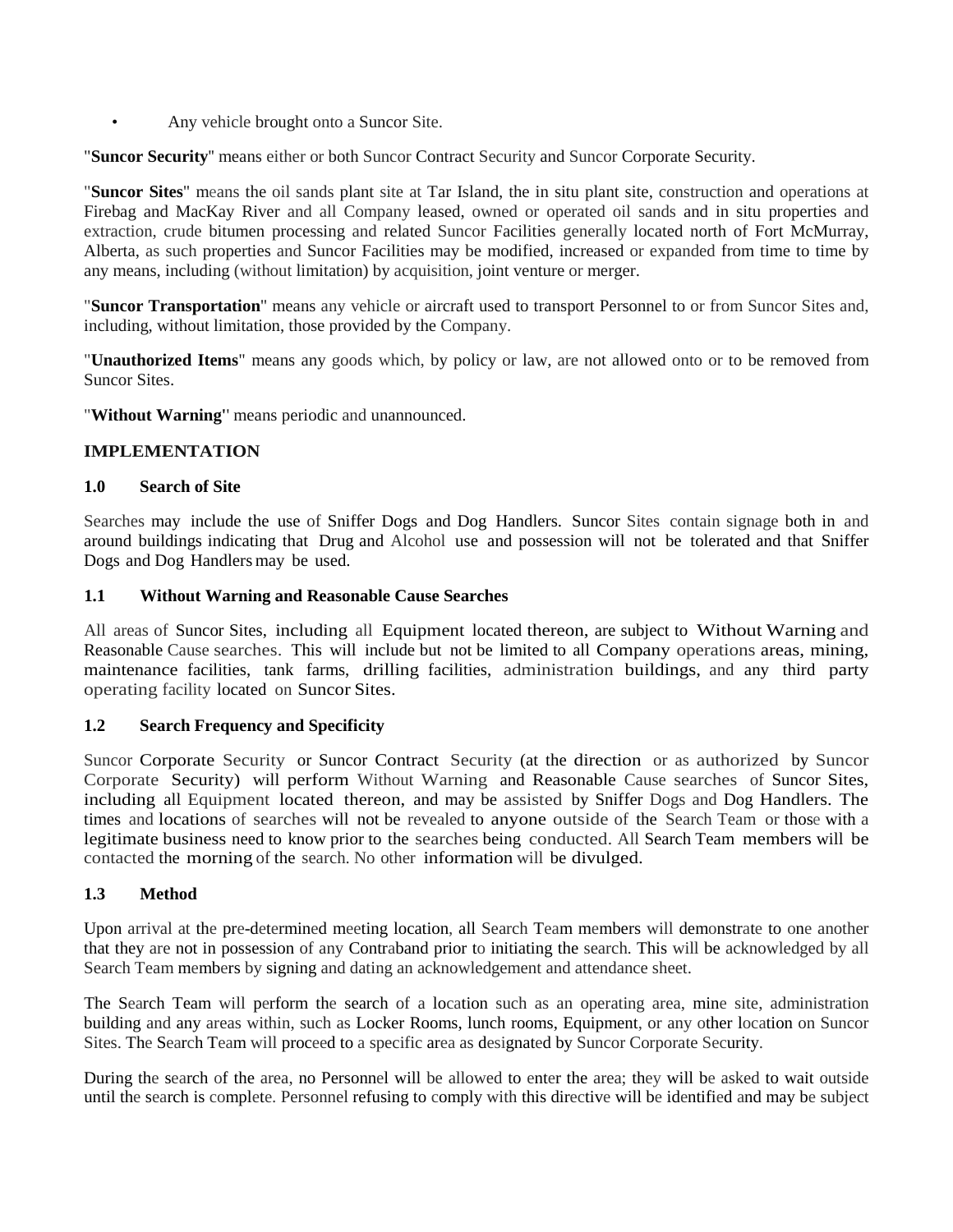- Any vehicle brought onto a Suncor Site.

"**Suncor Security**" means either or both Suncor Contract Security and Suncor Corporate Security.

"**Suncor Sites**" means the oil sands plant site at Tar Island, the in situ plant site, construction and operations at Firebag and MacKay River and all Company leased, owned or operated oil sands and in situ properties and extraction, crude bitumen processing and related Suncor Facilities generally located north of Fort McMurray, Alberta, as such properties and Suncor Facilities may be modified, increased or expanded from time to time by any means, including (without limitation) by acquisition, joint venture or merger.

"**Suncor Transportation**" means any vehicle or aircraft used to transport Personnel to or from Suncor Sites and, including, without limitation, those provided by the Company.

"**Unauthorized Items**" means any goods which, by policy or law, are not allowed onto or to be removed from Suncor Sites.

"**Without Warning**" means periodic and unannounced.

## IMPLEMENTATION

### 1.0 Search of Site

Searches may include the use of Sniffer Dogs and Dog Handlers. Suncor Sites contain signage both in and around buildings indicating that Drug and Alcohol use and possession will not be tolerated and that Sniffer Dogs and Dog Handlers may be used.

### 1.1 Without Warning and Reasonable Cause Searches

All areas of Suncor Sites, including all Equipment located thereon, are subject to Without Warning and Reasonable Cause searches. This will include but not be limited to all Company operations areas, mining, maintenance facilities, tank farms, drilling facilities, administration buildings, and any third party operating facility located on Suncor Sites.

### 1.2 Search Frequency and Specificity

Suncor Corporate Security or Suncor Contract Security (at the direction or as authorized by Suncor Corporate Security) will perform Without Warning and Reasonable Cause searches of Suncor Sites, including all Equipment located thereon, and may be assisted by Sniffer Dogs and Dog Handlers. The times and locations of searches will not be revealed to anyone outside of the Search Team or those with a legitimate business need to know prior to the searches being conducted. All Search Team members will be contacted the morning of the search. No other information will be divulged.

### 1.3 Method

Upon arrival at the pre-determined meeting location, all Search Team members will demonstrate to one another that they are not in possession of any Contraband prior to initiating the search. This will be acknowledged by all Search Team members by signing and dating an acknowledgement and attendance sheet.

The Search Team will perform the search of a location such as an operating area, mine site, administration building and any areas within, such as Locker Rooms, lunch rooms, Equipment, or any other location on Suncor Sites. The Search Team will proceed to a specific area as designated by Suncor Corporate Security.

During the search of the area, no Personnel will be allowed to enter the area; they will be asked to wait outside until the search is complete. Personnel refusing to comply with this directive will be identified and may be subject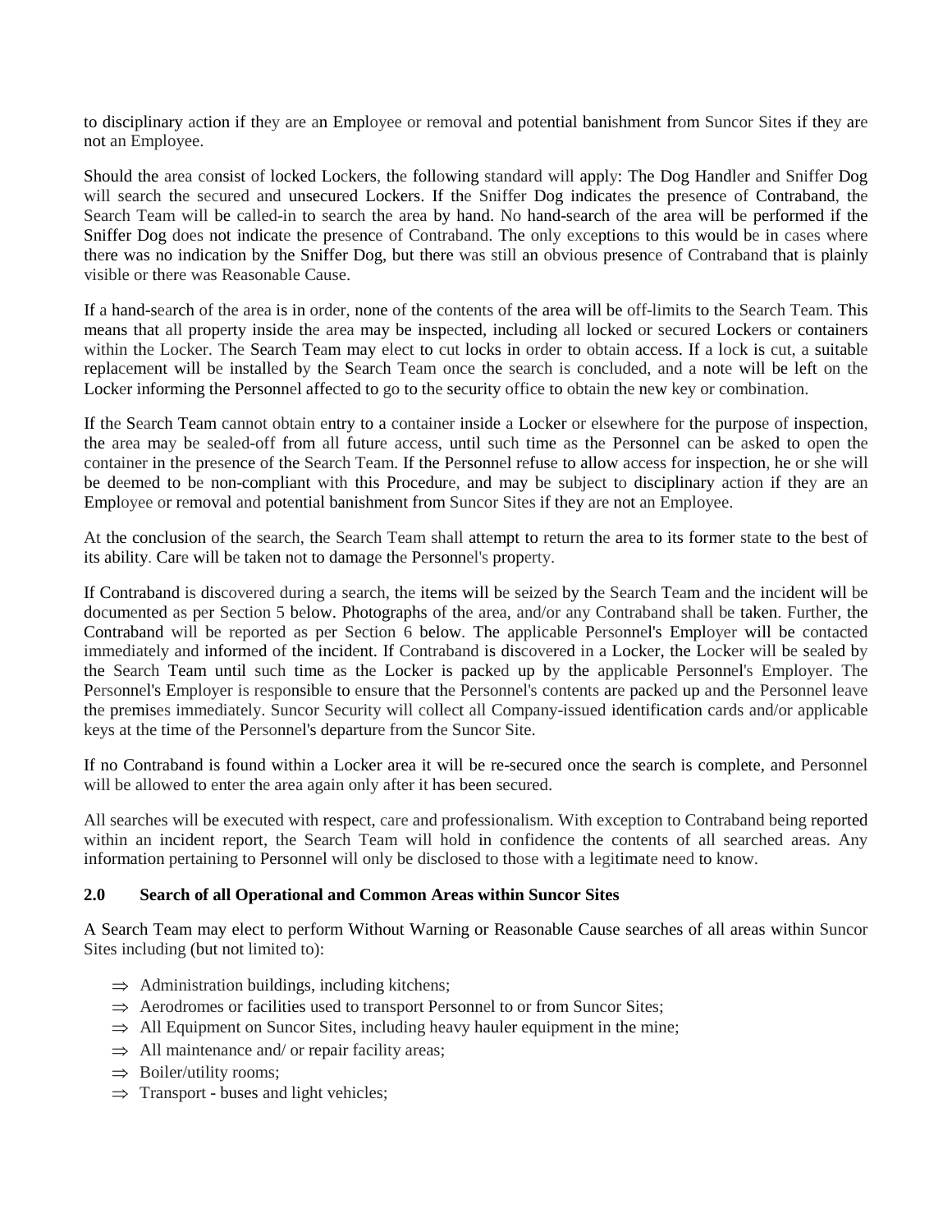to disciplinary action if they are an Employee or removal and potential banishment from Suncor Sites if they are not an Employee.

Should the area consist of locked Lockers, the following standard will apply: The Dog Handler and Sniffer Dog will search the secured and unsecured Lockers. If the Sniffer Dog indicates the presence of Contraband, the Search Team will be called-in to search the area by hand. No hand-search of the area will be performed if the Sniffer Dog does not indicate the presence of Contraband. The only exceptions to this would be in cases where there was no indication by the Sniffer Dog, but there was still an obvious presence of Contraband that is plainly visible or there was Reasonable Cause.

If a hand-search of the area is in order, none of the contents of the area will be off-limits to the Search Team. This means that all property inside the area may be inspected, including all locked or secured Lockers or containers within the Locker. The Search Team may elect to cut locks in order to obtain access. If a lock is cut, a suitable replacement will be installed by the Search Team once the search is concluded, and a note will be left on the Locker informing the Personnel affected to go to the security office to obtain the new key or combination.

If the Search Team cannot obtain entry to a container inside a Locker or elsewhere for the purpose of inspection, the area may be sealed-off from all future access, until such time as the Personnel can be asked to open the container in the presence of the Search Team. If the Personnel refuse to allow access for inspection, he or she will be deemed to be non-compliant with this Procedure, and may be subject to disciplinary action if they are an Employee or removal and potential banishment from Suncor Sites if they are not an Employee.

At the conclusion of the search, the Search Team shall attempt to return the area to its former state to the best of its ability. Care will be taken not to damage the Personnel's property.

If Contraband is discovered during a search, the items will be seized by the Search Team and the incident will be documented as per Section 5 below. Photographs of the area, and/or any Contraband shall be taken. Further, the Contraband will be reported as per Section 6 below. The applicable Personnel's Employer will be contacted immediately and informed of the incident. If Contraband is discovered in a Locker, the Locker will be sealed by the Search Team until such time as the Locker is packed up by the applicable Personnel's Employer. The Personnel's Employer is responsible to ensure that the Personnel's contents are packed up and the Personnel leave the premises immediately. Suncor Security will collect all Company-issued identification cards and/or applicable keys at the time of the Personnel's departure from the Suncor Site.

If no Contraband is found within a Locker area it will be re-secured once the search is complete, and Personnel will be allowed to enter the area again only after it has been secured.

All searches will be executed with respect, care and professionalism. With exception to Contraband being reported within an incident report, the Search Team will hold in confidence the contents of all searched areas. Any information pertaining to Personnel will only be disclosed to those with a legitimate need to know.

## 2.0 Search of all Operational and Common Areas within Suncor Sites

A Search Team may elect to perform Without Warning or Reasonable Cause searches of all areas within Suncor Sites including (but not limited to):

- ⇒ Administration buildings, including kitchens;
- ⇒ Aerodromes or facilities used to transport Personnel to or from Suncor Sites;
- ⇒ All Equipment on Suncor Sites, including heavy hauler equipment in the mine;
- ⇒ All maintenance and/ or repair facility areas;
- ⇒ Boiler/utility rooms;
- ⇒ Transport - buses and light vehicles;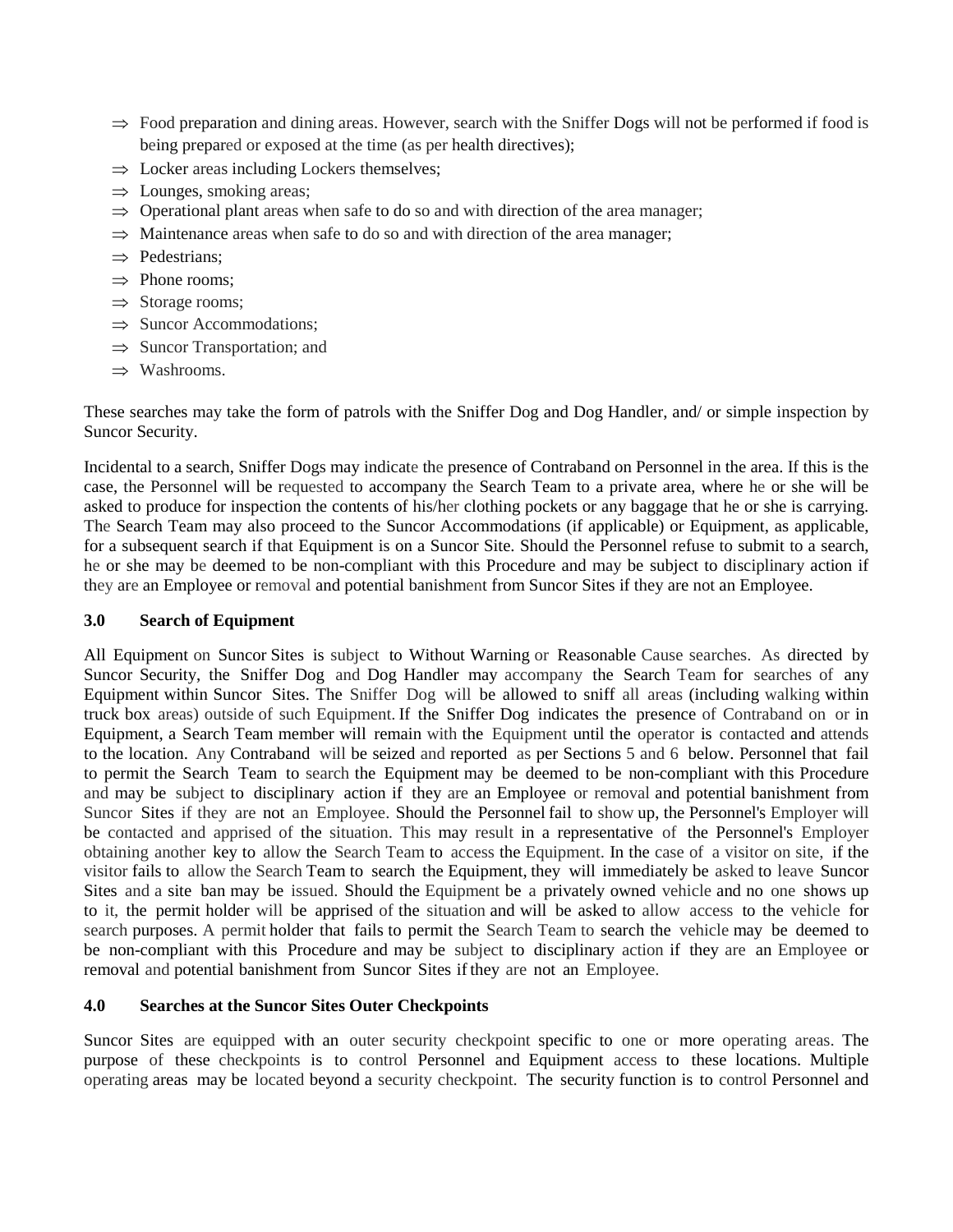- ⇒ Food preparation and dining areas. However, search with the Sniffer Dogs will not be performed if food is being prepared or exposed at the time (as per health directives);
- ⇒ Locker areas including Lockers themselves;
- ⇒ Lounges, smoking areas;
- ⇒ Operational plant areas when safe to do so and with direction of the area manager;
- ⇒ Maintenance areas when safe to do so and with direction of the area manager;
- ⇒ Pedestrians;
- ⇒ Phone rooms;
- ⇒ Storage rooms;
- ⇒ Suncor Accommodations;
- ⇒ Suncor Transportation; and
- ⇒ Washrooms.

These searches may take the form of patrols with the Sniffer Dog and Dog Handler, and/ or simple inspection by Suncor Security.

Incidental to a search, Sniffer Dogs may indicate the presence of Contraband on Personnel in the area. If this is the case, the Personnel will be requested to accompany the Search Team to a private area, where he or she will be asked to produce for inspection the contents of his/her clothing pockets or any baggage that he or she is carrying. The Search Team may also proceed to the Suncor Accommodations (if applicable) or Equipment, as applicable, for a subsequent search if that Equipment is on a Suncor Site. Should the Personnel refuse to submit to a search, he or she may be deemed to be non-compliant with this Procedure and may be subject to disciplinary action if they are an Employee or removal and potential banishment from Suncor Sites if they are not an Employee.

## 3.0 Search of Equipment

All Equipment on Suncor Sites is subject to Without Warning or Reasonable Cause searches. As directed by Suncor Security, the Sniffer Dog and Dog Handler may accompany the Search Team for searches of any Equipment within Suncor Sites. The Sniffer Dog will be allowed to sniff all areas (including walking within truck box areas) outside of such Equipment. If the Sniffer Dog indicates the presence of Contraband on or in Equipment, a Search Team member will remain with the Equipment until the operator is contacted and attends to the location. Any Contraband will be seized and reported as per Sections 5 and 6 below. Personnel that fail to permit the Search Team to search the Equipment may be deemed to be non-compliant with this Procedure and may be subject to disciplinary action if they are an Employee or removal and potential banishment from Suncor Sites if they are not an Employee. Should the Personnel fail to show up, the Personnel's Employer will be contacted and apprised of the situation. This may result in a representative of the Personnel's Employer obtaining another key to allow the Search Team to access the Equipment. In the case of a visitor on site, if the visitor fails to allow the Search Team to search the Equipment, they will immediately be asked to leave Suncor Sites and a site ban may be issued. Should the Equipment be a privately owned vehicle and no one shows up to it, the permit holder will be apprised of the situation and will be asked to allow access to the vehicle for search purposes. A permit holder that fails to permit the Search Team to search the vehicle may be deemed to be non-compliant with this Procedure and may be subject to disciplinary action if they are an Employee or removal and potential banishment from Suncor Sites if they are not an Employee.

## 4.0 Searches at the Suncor Sites Outer Checkpoints

Suncor Sites are equipped with an outer security checkpoint specific to one or more operating areas. The purpose of these checkpoints is to control Personnel and Equipment access to these locations. Multiple operating areas may be located beyond a security checkpoint. The security function is to control Personnel and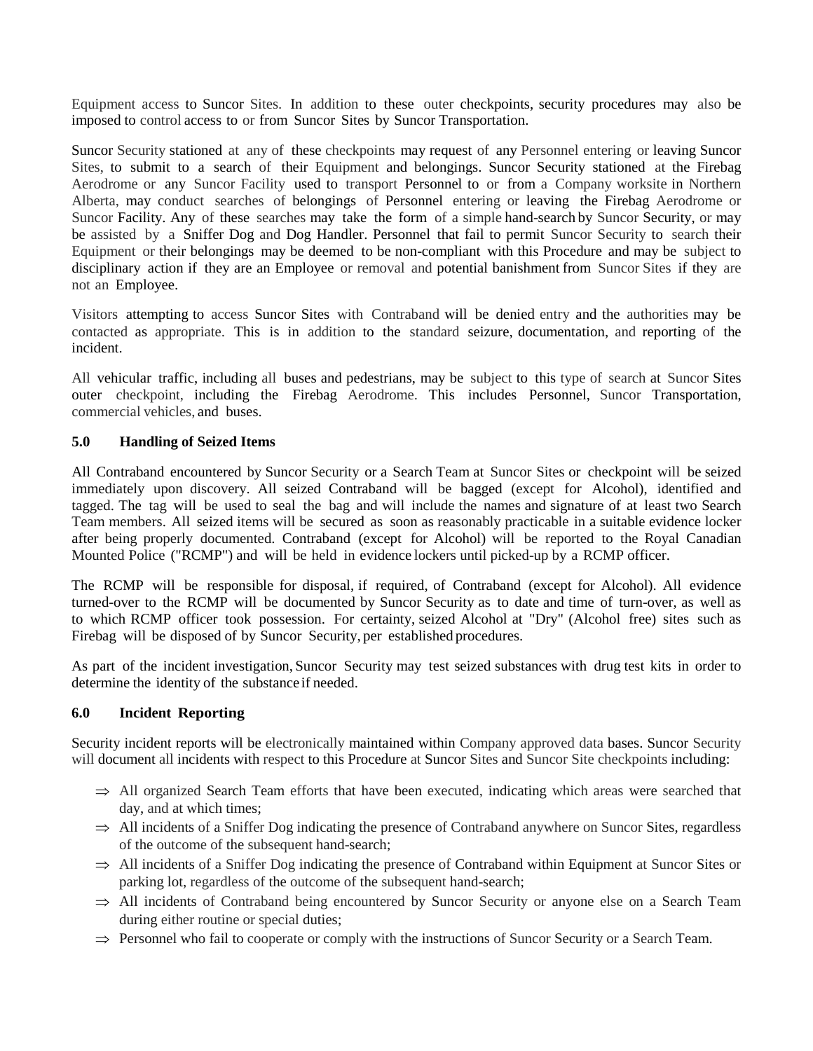Equipment access to Suncor Sites. In addition to these outer checkpoints, security procedures may also be imposed to control access to or from Suncor Sites by Suncor Transportation.

Suncor Security stationed at any of these checkpoints may request of any Personnel entering or leaving Suncor Sites, to submit to a search of their Equipment and belongings. Suncor Security stationed at the Firebag Aerodrome or any Suncor Facility used to transport Personnel to or from a Company worksite in Northern Alberta, may conduct searches of belongings of Personnel entering or leaving the Firebag Aerodrome or Suncor Facility. Any of these searches may take the form of a simple hand-search by Suncor Security, or may be assisted by a Sniffer Dog and Dog Handler. Personnel that fail to permit Suncor Security to search their Equipment or their belongings may be deemed to be non-compliant with this Procedure and may be subject to disciplinary action if they are an Employee or removal and potential banishment from Suncor Sites if they are not an Employee.

Visitors attempting to access Suncor Sites with Contraband will be denied entry and the authorities may be contacted as appropriate. This is in addition to the standard seizure, documentation, and reporting of the incident.

All vehicular traffic, including all buses and pedestrians, may be subject to this type of search at Suncor Sites outer checkpoint, including the Firebag Aerodrome. This includes Personnel, Suncor Transportation, commercial vehicles, and buses.

## 5.0 Handling of Seized Items

All Contraband encountered by Suncor Security or a Search Team at Suncor Sites or checkpoint will be seized immediately upon discovery. All seized Contraband will be bagged (except for Alcohol), identified and tagged. The tag will be used to seal the bag and will include the names and signature of at least two Search Team members. All seized items will be secured as soon as reasonably practicable in a suitable evidence locker after being properly documented. Contraband (except for Alcohol) will be reported to the Royal Canadian Mounted Police ("RCMP") and will be held in evidence lockers until picked-up by a RCMP officer.

The RCMP will be responsible for disposal, if required, of Contraband (except for Alcohol). All evidence turned-over to the RCMP will be documented by Suncor Security as to date and time of turn-over, as well as to which RCMP officer took possession. For certainty, seized Alcohol at "Dry" (Alcohol free) sites such as Firebag will be disposed of by Suncor Security, per established procedures.

As part of the incident investigation, Suncor Security may test seized substances with drug test kits in order to determine the identity of the substance if needed.

## 6.0 Incident Reporting

Security incident reports will be electronically maintained within Company approved data bases. Suncor Security will document all incidents with respect to this Procedure at Suncor Sites and Suncor Site checkpoints including:

- ⇒ All organized Search Team efforts that have been executed, indicating which areas were searched that day, and at which times;
- ⇒ All incidents of a Sniffer Dog indicating the presence of Contraband anywhere on Suncor Sites, regardless of the outcome of the subsequent hand-search;
- ⇒ All incidents of a Sniffer Dog indicating the presence of Contraband within Equipment at Suncor Sites or parking lot, regardless of the outcome of the subsequent hand-search;
- ⇒ All incidents of Contraband being encountered by Suncor Security or anyone else on a Search Team during either routine or special duties;
- ⇒ Personnel who fail to cooperate or comply with the instructions of Suncor Security or a Search Team.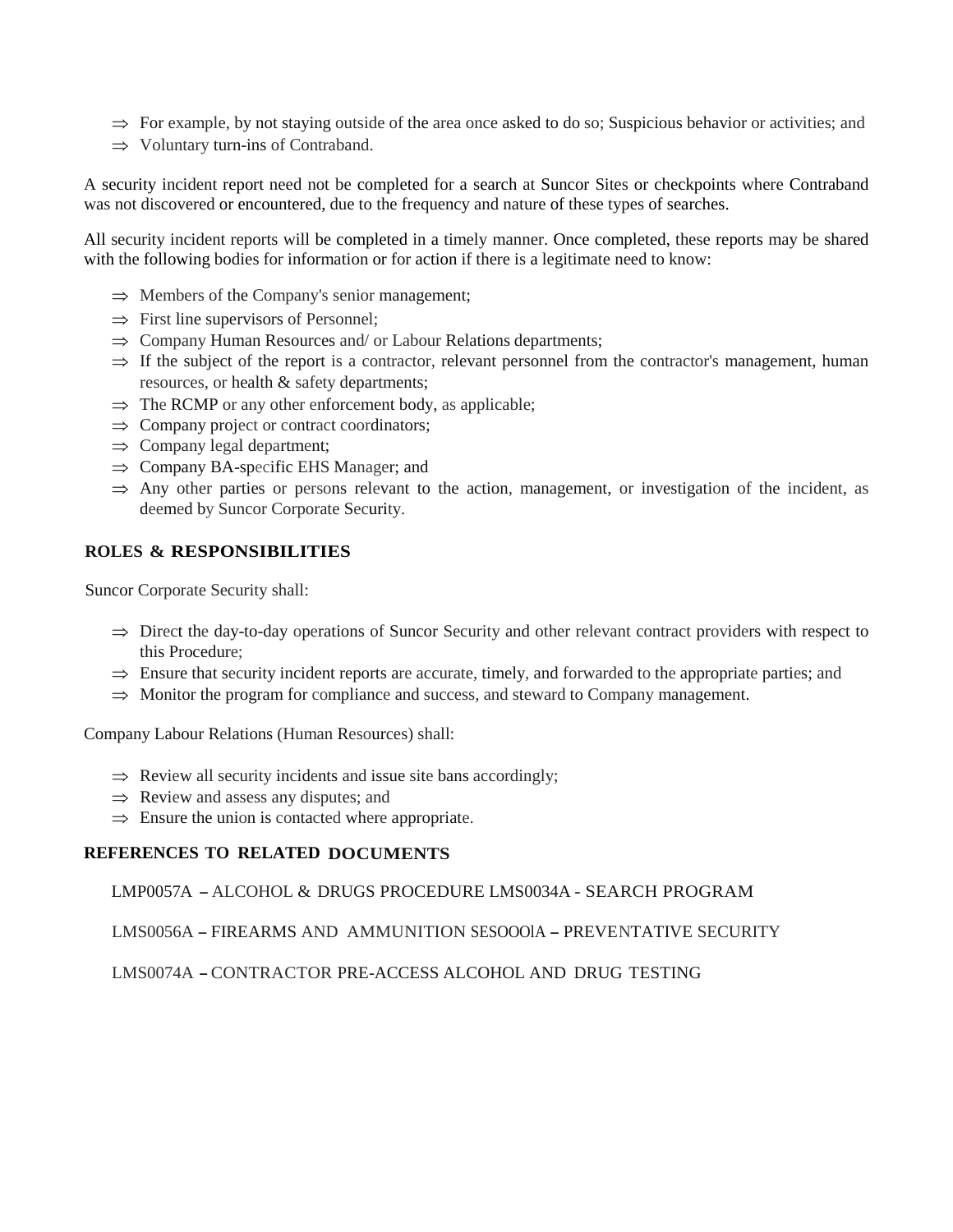- ⇒ For example, by not staying outside of the area once asked to do so; Suspicious behavior or activities; and
- ⇒ Voluntary turn-ins of Contraband.

A security incident report need not be completed for a search at Suncor Sites or checkpoints where Contraband was not discovered or encountered, due to the frequency and nature of these types of searches.

All security incident reports will be completed in a timely manner. Once completed, these reports may be shared with the following bodies for information or for action if there is a legitimate need to know:

- ⇒ Members of the Company's senior management;
- ⇒ First line supervisors of Personnel;
- ⇒ Company Human Resources and/ or Labour Relations departments;
- ⇒ If the subject of the report is a contractor, relevant personnel from the contractor's management, human resources, or health & safety departments;
- ⇒ The RCMP or any other enforcement body, as applicable;
- ⇒ Company project or contract coordinators;
- ⇒ Company legal department;
- ⇒ Company BA-specific EHS Manager; and
- ⇒ Any other parties or persons relevant to the action, management, or investigation of the incident, as deemed by Suncor Corporate Security.

## ROLES & RESPONSIBILITIES

Suncor Corporate Security shall:

- ⇒ Direct the day-to-day operations of Suncor Security and other relevant contract providers with respect to this Procedure;
- ⇒ Ensure that security incident reports are accurate, timely, and forwarded to the appropriate parties; and
- ⇒ Monitor the program for compliance and success, and steward to Company management.

Company Labour Relations (Human Resources) shall:

- ⇒ Review all security incidents and issue site bans accordingly;
- ⇒ Review and assess any disputes; and
- ⇒ Ensure the union is contacted where appropriate.

## REFERENCES TO RELATED DOCUMENTS

LMP0057A – ALCOHOL & DRUGS PROCEDURE LMS0034A - SEARCH PROGRAM

LMS0056A – FIREARMS AND AMMUNITION SESOOOlA – PREVENTATIVE SECURITY

LMS0074A – CONTRACTOR PRE-ACCESS ALCOHOL AND DRUG TESTING